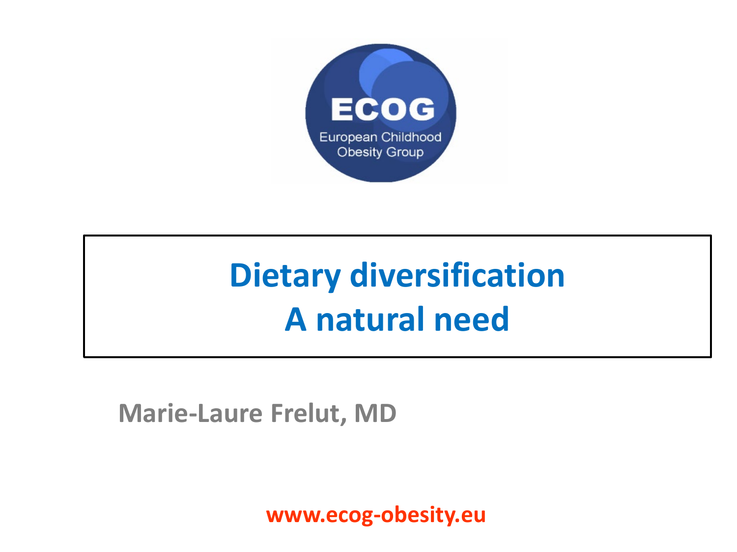ECOG

European Childhood Obesity Group

# Dietary diversification
# A natural need

**Marie-Laure Frelut, MD**

www.ecog-obesity.eu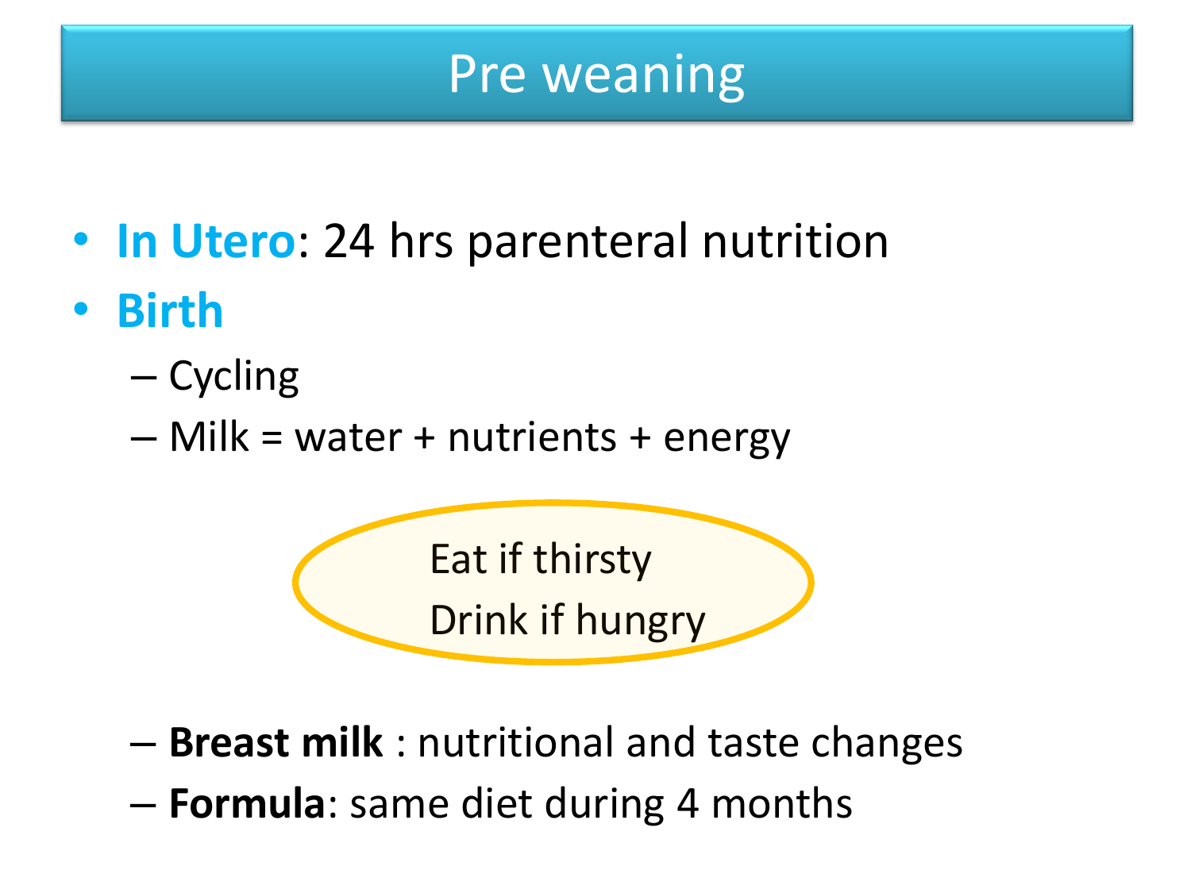# Pre weaning

- **In Utero**: 24 hrs parenteral nutrition
- **Birth**
  - Cycling
  - Milk = water + nutrients + energy

Eat if thirsty
Drink if hungry

  - **Breast milk** : nutritional and taste changes
  - **Formula**: same diet during 4 months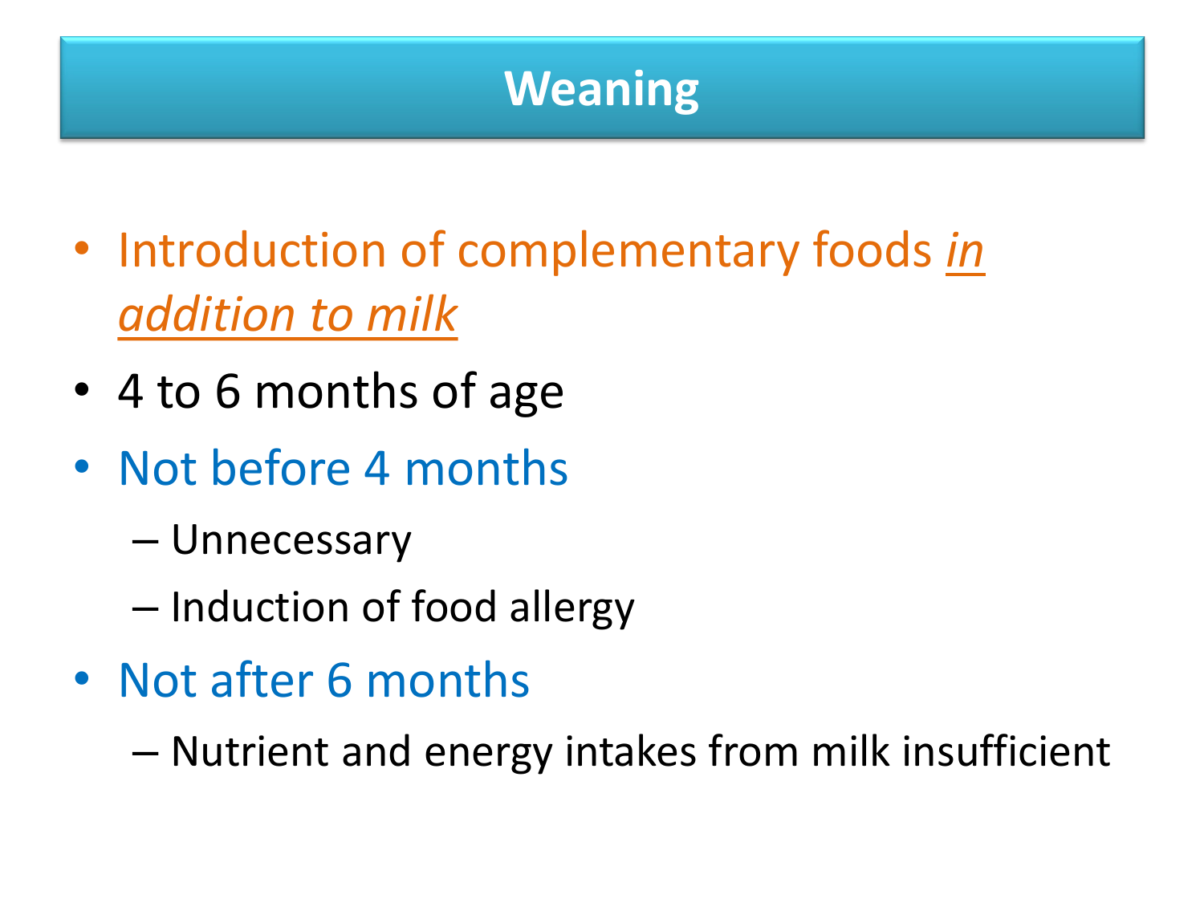# Weaning

- Introduction of complementary foods *in addition to milk*
- 4 to 6 months of age
- Not before 4 months
  - Unnecessary
  - Induction of food allergy
- Not after 6 months
  - Nutrient and energy intakes from milk insufficient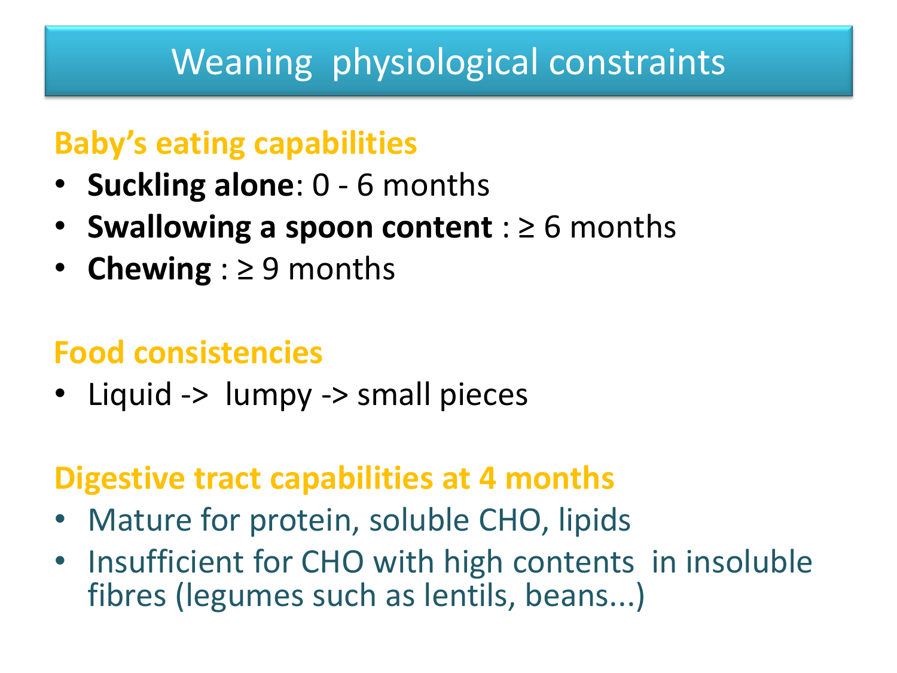# Weaning physiological constraints

## Baby's eating capabilities

- **Suckling alone**: 0 - 6 months
- **Swallowing a spoon content** : ≥ 6 months
- **Chewing** : ≥ 9 months

## Food consistencies

- Liquid -> lumpy -> small pieces

## Digestive tract capabilities at 4 months

- Mature for protein, soluble CHO, lipids
- Insufficient for CHO with high contents in insoluble fibres (legumes such as lentils, beans...)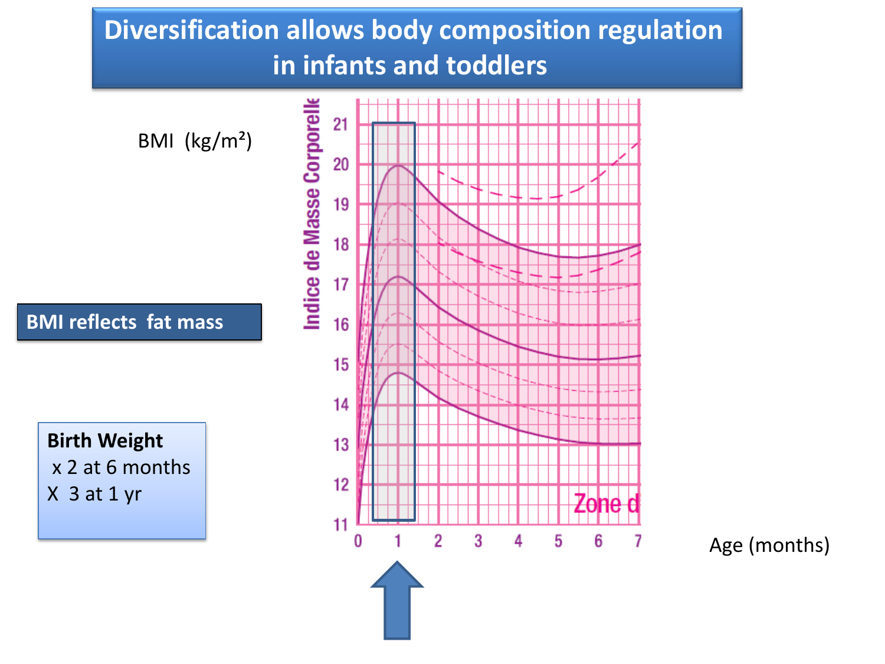# Diversification allows body composition regulation in infants and toddlers

BMI (kg/m²)

**BMI reflects fat mass**

**Birth Weight**
x 2 at 6 months
X 3 at 1 yr

Indice de Masse Corporelle

Zone d

Age (months)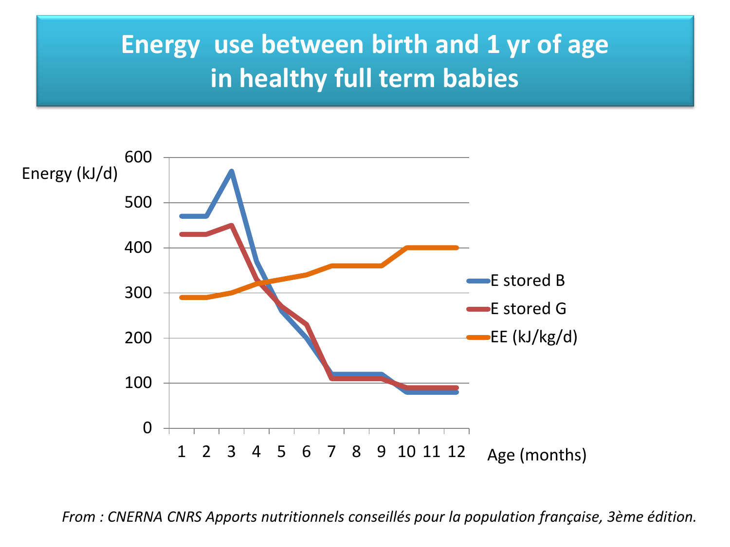# Energy use between birth and 1 yr of age in healthy full term babies

Energy (kJ/d)

600
500
400
300
200
100
0

1 2 3 4 5 6 7 8 9 10 11 12

Age (months)

E stored B

E stored G

EE (kJ/kg/d)

*From : CNERNA CNRS Apports nutritionnels conseillés pour la population française, 3ème édition.*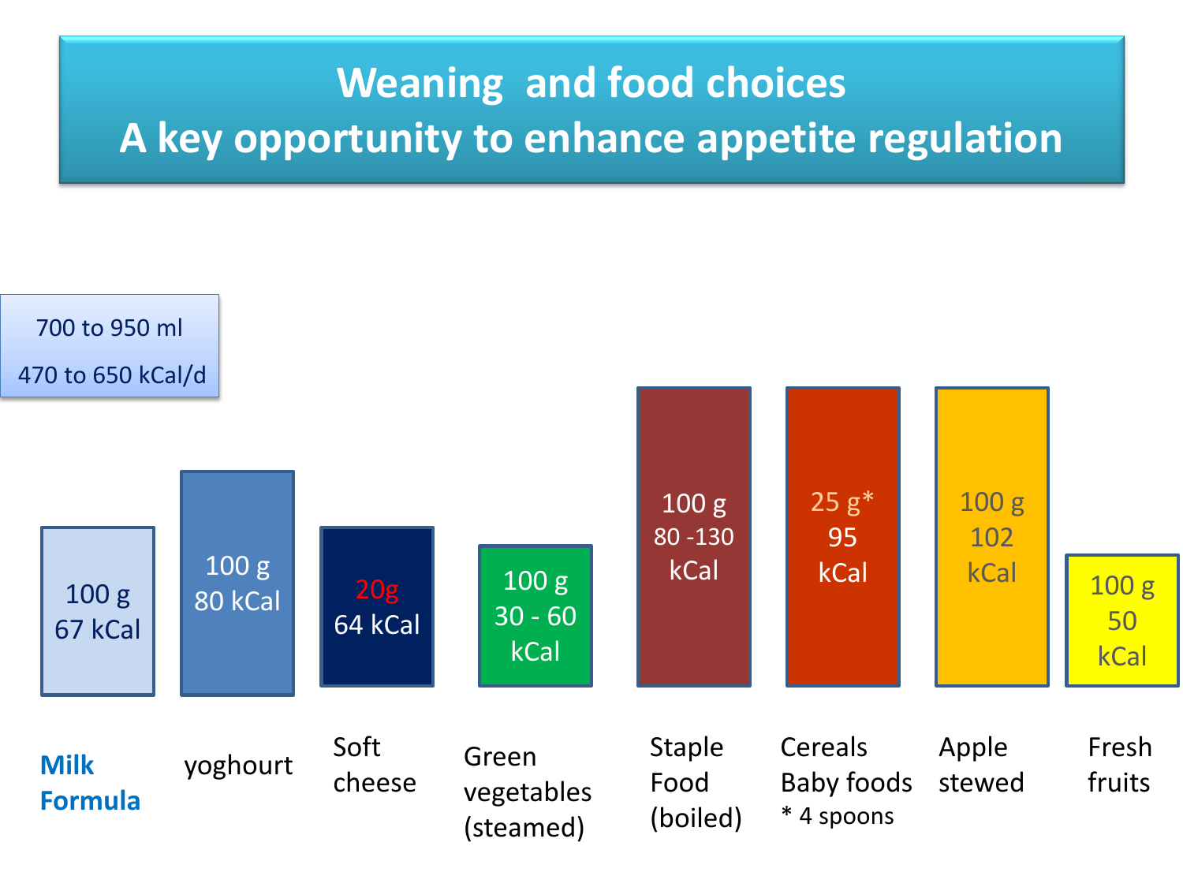# Weaning and food choices
# A key opportunity to enhance appetite regulation

700 to 950 ml

470 to 650 kCal/d

| Milk Formula | yoghourt | Soft cheese | Green vegetables (steamed) | Staple Food (boiled) | Cereals Baby foods * 4 spoons | Apple stewed | Fresh fruits |
|---|---|---|---|---|---|---|---|
| 100 g 67 kCal | 100 g 80 kCal | 20g 64 kCal | 100 g 30 - 60 kCal | 100 g 80 -130 kCal | 25 g* 95 kCal | 100 g 102 kCal | 100 g 50 kCal |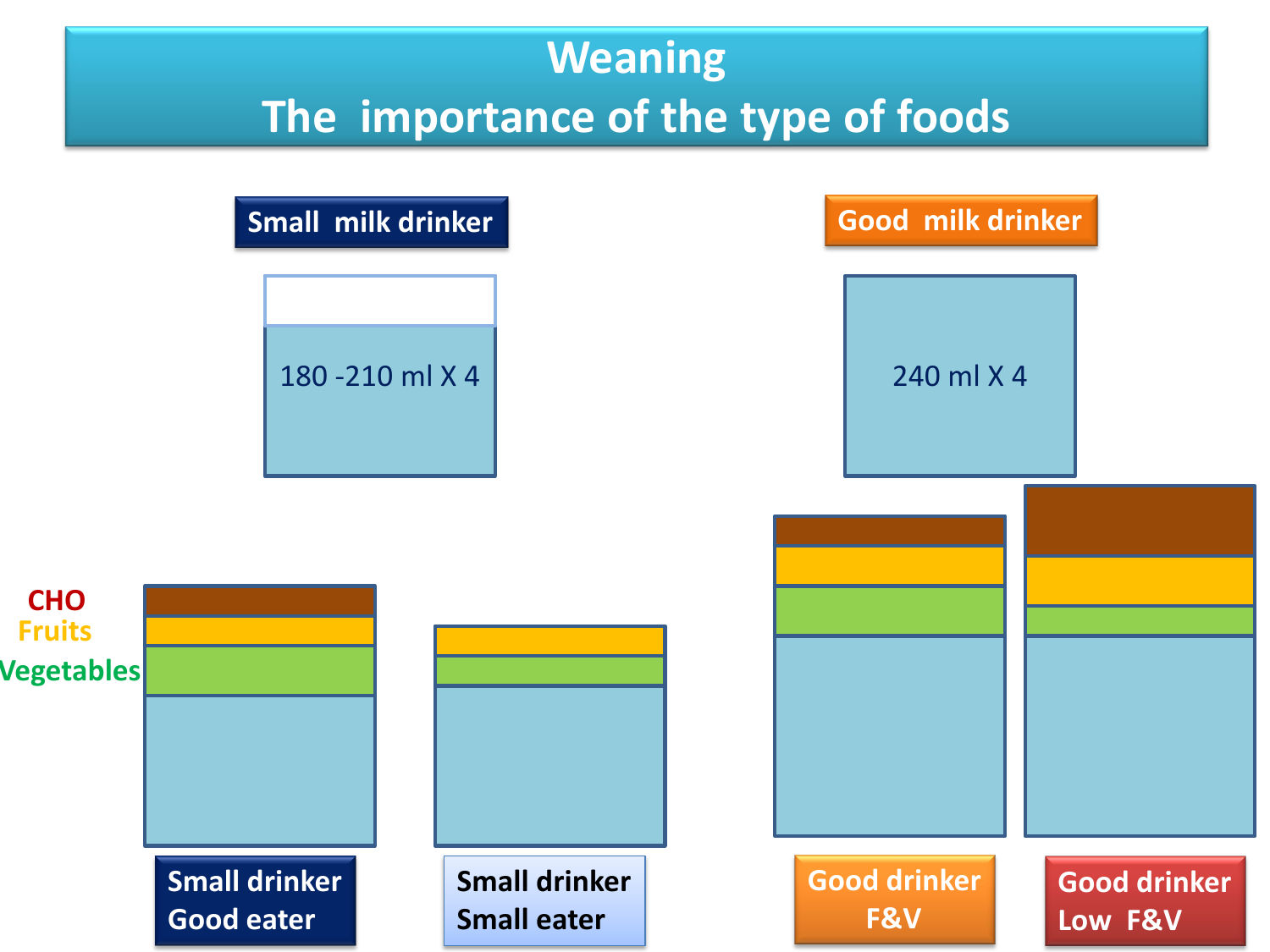# Weaning
## The importance of the type of foods

**Small milk drinker**

180 -210 ml X 4

**Good milk drinker**

240 ml X 4

CHO

Fruits

Vegetables

**Small drinker Good eater**

**Small drinker Small eater**

**Good drinker F&V**

**Good drinker Low F&V**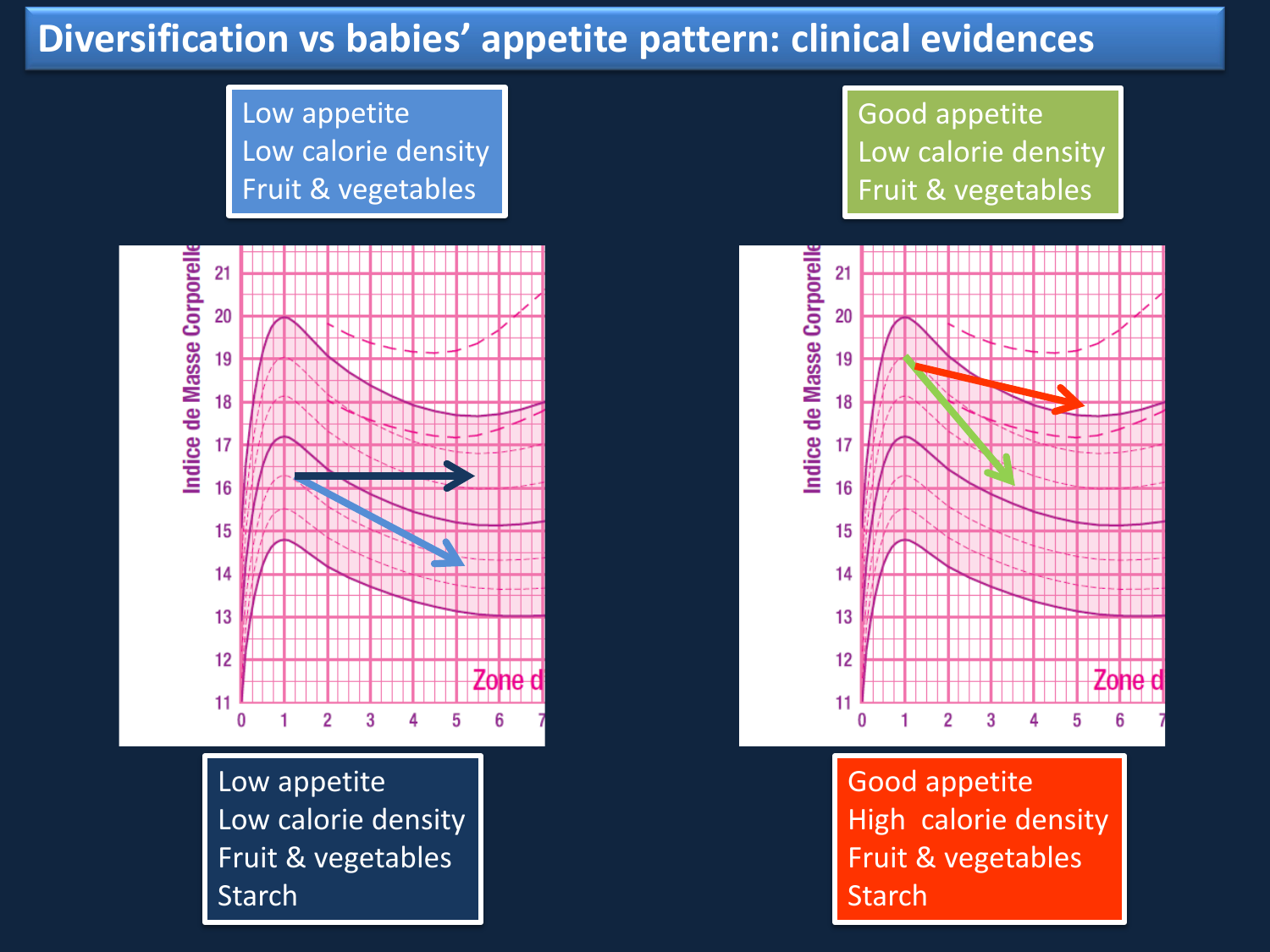# Diversification vs babies' appetite pattern: clinical evidences

Low appetite
Low calorie density
Fruit & vegetables

Good appetite
Low calorie density
Fruit & vegetables

Low appetite
Low calorie density
Fruit & vegetables
Starch

Good appetite
High calorie density
Fruit & vegetables
Starch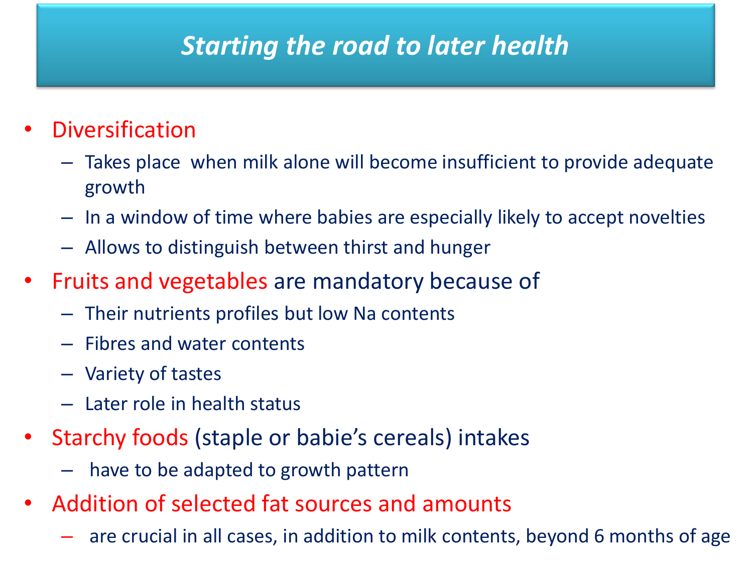# *Starting the road to later health*

- Diversification
  - Takes place when milk alone will become insufficient to provide adequate growth
  - In a window of time where babies are especially likely to accept novelties
  - Allows to distinguish between thirst and hunger
- Fruits and vegetables are mandatory because of
  - Their nutrients profiles but low Na contents
  - Fibres and water contents
  - Variety of tastes
  - Later role in health status
- Starchy foods (staple or babie's cereals) intakes
  - have to be adapted to growth pattern
- Addition of selected fat sources and amounts
  - are crucial in all cases, in addition to milk contents, beyond 6 months of age